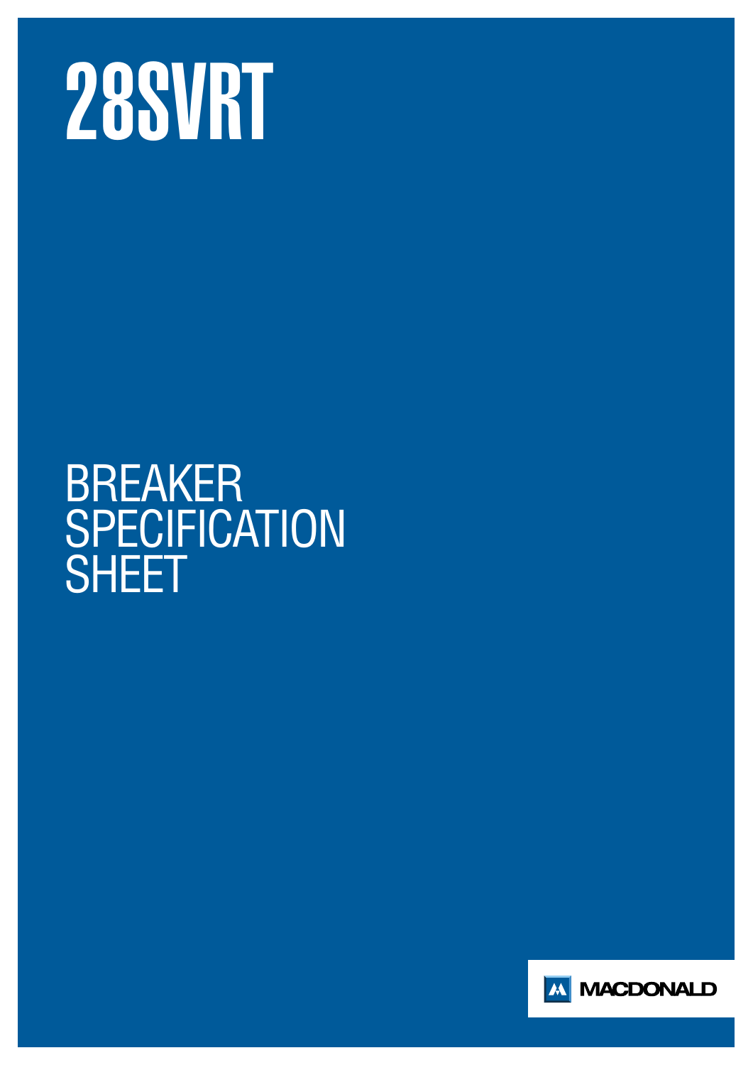# 28SVRT

## BREAKER SPECIFICATION SHEET

MACDONALD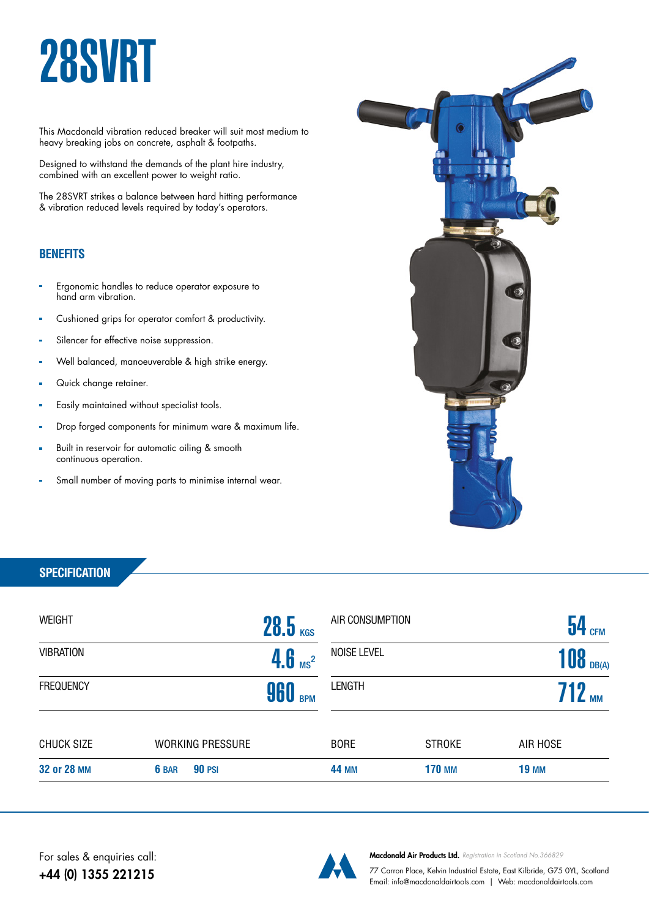# 28SVRT

This Macdonald vibration reduced breaker will suit most medium to heavy breaking jobs on concrete, asphalt & footpaths.

Designed to withstand the demands of the plant hire industry, combined with an excellent power to weight ratio.

The 28SVRT strikes a balance between hard hitting performance & vibration reduced levels required by today's operators.

## BENEFITS

- Ergonomic handles to reduce operator exposure to hand arm vibration.
- Cushioned grips for operator comfort & productivity.
- Silencer for effective noise suppression.
- Well balanced, manoeuverable & high strike energy.
- Quick change retainer.
- Easily maintained without specialist tools.
- Drop forged components for minimum ware & maximum life.
- Built in reservoir for automatic oiling & smooth continuous operation.
- Small number of moving parts to minimise internal wear.

## SPECIFICATION

| | | | |
|---|---|---|---|
| WEIGHT | 28.5 KGS | AIR CONSUMPTION | 54 CFM |
| VIBRATION | 4.6 $MS^2$ | NOISE LEVEL | 108 DB(A) |
| FREQUENCY | 960 BPM | LENGTH | 712 MM |

| CHUCK SIZE | WORKING PRESSURE | BORE | STROKE | AIR HOSE |
|---|---|---|---|---|
| 32 or 28 MM | 6 BAR 90 PSI | 44 MM | 170 MM | 19 MM |

For sales & enquiries call:
**+44 (0) 1355 221215**

**Macdonald Air Products Ltd.** *Registration in Scotland No.366829*
77 Carron Place, Kelvin Industrial Estate, East Kilbride, G75 0YL, Scotland
Email: info@macdonaldairtools.com | Web: macdonaldairtools.com